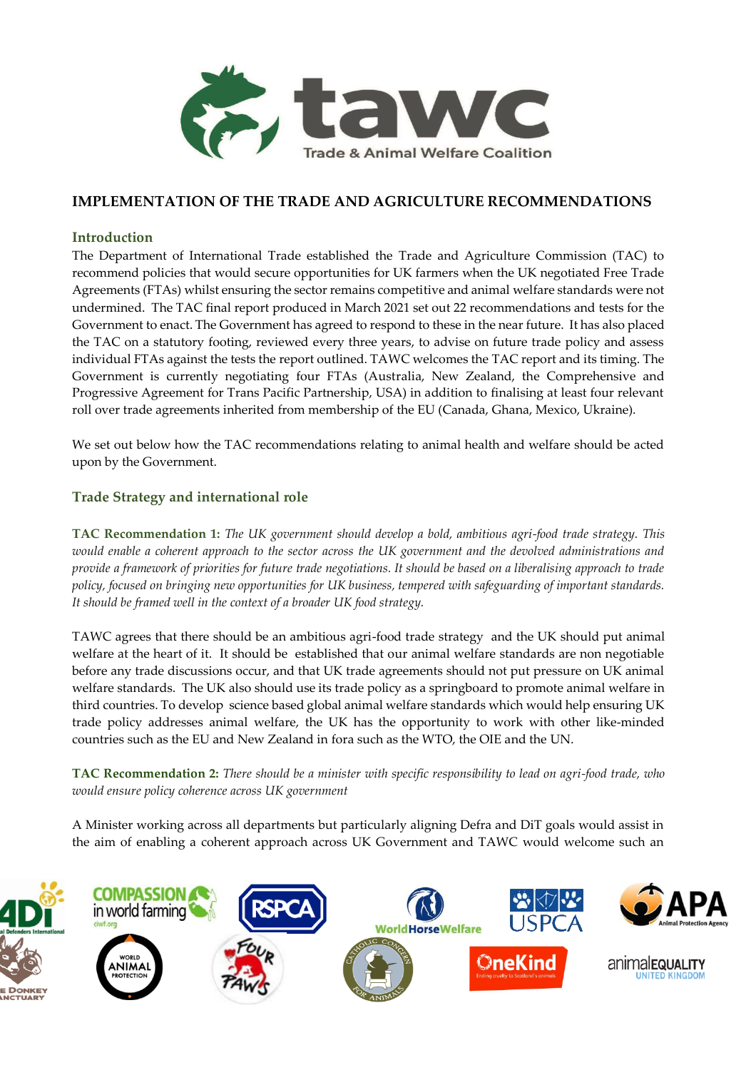# IMPLEMENTATION OF THE TRADE AND AGRICULTURE RECOMMENDATIONS

## Introduction

The Department of International Trade established the Trade and Agriculture Commission (TAC) to recommend policies that would secure opportunities for UK farmers when the UK negotiated Free Trade Agreements (FTAs) whilst ensuring the sector remains competitive and animal welfare standards were not undermined. The TAC final report produced in March 2021 set out 22 recommendations and tests for the Government to enact. The Government has agreed to respond to these in the near future. It has also placed the TAC on a statutory footing, reviewed every three years, to advise on future trade policy and assess individual FTAs against the tests the report outlined. TAWC welcomes the TAC report and its timing. The Government is currently negotiating four FTAs (Australia, New Zealand, the Comprehensive and Progressive Agreement for Trans Pacific Partnership, USA) in addition to finalising at least four relevant roll over trade agreements inherited from membership of the EU (Canada, Ghana, Mexico, Ukraine).

We set out below how the TAC recommendations relating to animal health and welfare should be acted upon by the Government.

## Trade Strategy and international role

**TAC Recommendation 1:** *The UK government should develop a bold, ambitious agri-food trade strategy. This would enable a coherent approach to the sector across the UK government and the devolved administrations and provide a framework of priorities for future trade negotiations. It should be based on a liberalising approach to trade policy, focused on bringing new opportunities for UK business, tempered with safeguarding of important standards. It should be framed well in the context of a broader UK food strategy.*

TAWC agrees that there should be an ambitious agri-food trade strategy and the UK should put animal welfare at the heart of it. It should be established that our animal welfare standards are non negotiable before any trade discussions occur, and that UK trade agreements should not put pressure on UK animal welfare standards. The UK also should use its trade policy as a springboard to promote animal welfare in third countries. To develop science based global animal welfare standards which would help ensuring UK trade policy addresses animal welfare, the UK has the opportunity to work with other like-minded countries such as the EU and New Zealand in fora such as the WTO, the OIE and the UN.

**TAC Recommendation 2:** *There should be a minister with specific responsibility to lead on agri-food trade, who would ensure policy coherence across UK government*

A Minister working across all departments but particularly aligning Defra and DiT goals would assist in the aim of enabling a coherent approach across UK Government and TAWC would welcome such an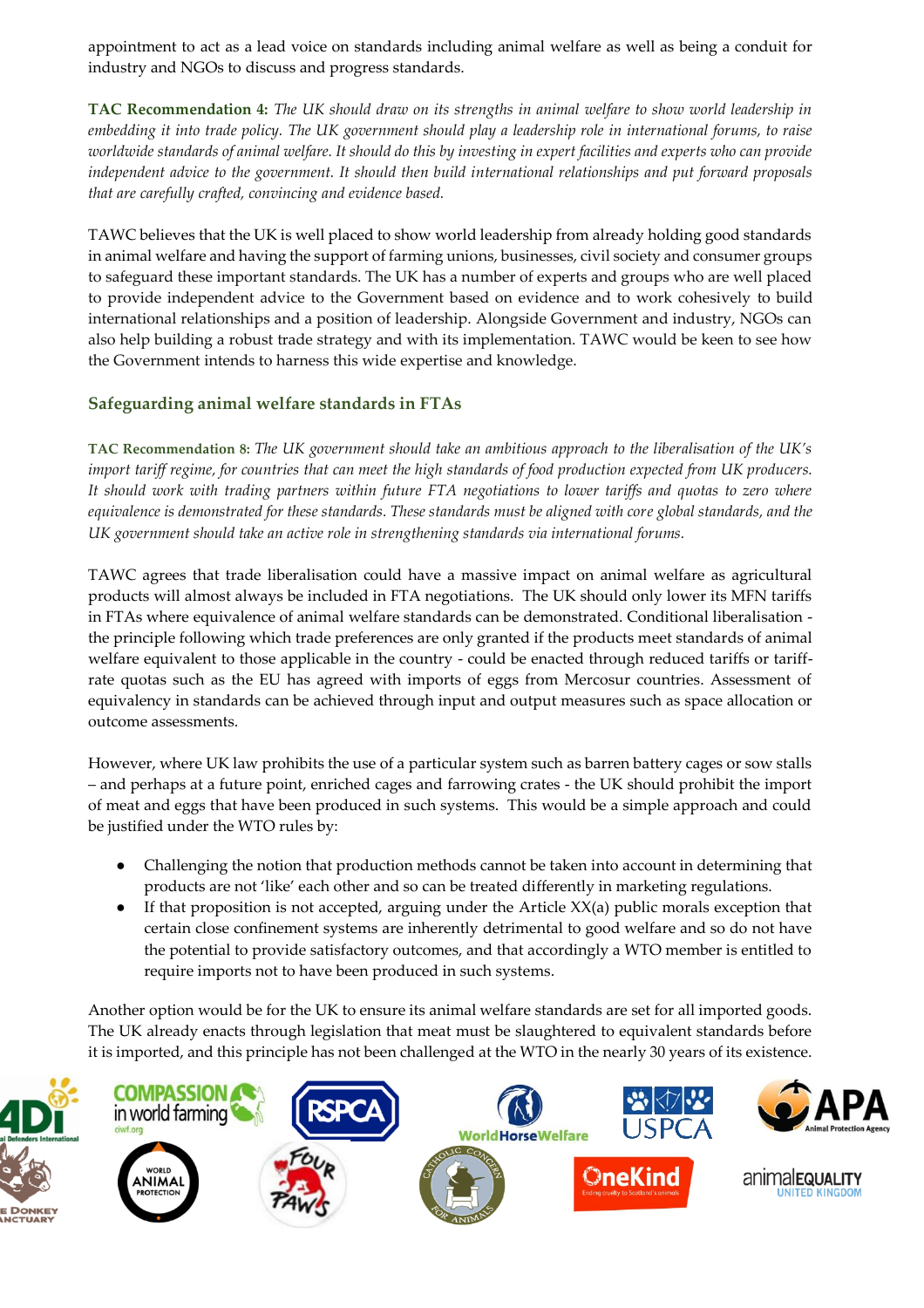appointment to act as a lead voice on standards including animal welfare as well as being a conduit for industry and NGOs to discuss and progress standards.

**TAC Recommendation 4:** *The UK should draw on its strengths in animal welfare to show world leadership in embedding it into trade policy. The UK government should play a leadership role in international forums, to raise worldwide standards of animal welfare. It should do this by investing in expert facilities and experts who can provide independent advice to the government. It should then build international relationships and put forward proposals that are carefully crafted, convincing and evidence based.*

TAWC believes that the UK is well placed to show world leadership from already holding good standards in animal welfare and having the support of farming unions, businesses, civil society and consumer groups to safeguard these important standards. The UK has a number of experts and groups who are well placed to provide independent advice to the Government based on evidence and to work cohesively to build international relationships and a position of leadership. Alongside Government and industry, NGOs can also help building a robust trade strategy and with its implementation. TAWC would be keen to see how the Government intends to harness this wide expertise and knowledge.

## Safeguarding animal welfare standards in FTAs

**TAC Recommendation 8:** *The UK government should take an ambitious approach to the liberalisation of the UK's import tariff regime, for countries that can meet the high standards of food production expected from UK producers. It should work with trading partners within future FTA negotiations to lower tariffs and quotas to zero where equivalence is demonstrated for these standards. These standards must be aligned with core global standards, and the UK government should take an active role in strengthening standards via international forums.*

TAWC agrees that trade liberalisation could have a massive impact on animal welfare as agricultural products will almost always be included in FTA negotiations. The UK should only lower its MFN tariffs in FTAs where equivalence of animal welfare standards can be demonstrated. Conditional liberalisation - the principle following which trade preferences are only granted if the products meet standards of animal welfare equivalent to those applicable in the country - could be enacted through reduced tariffs or tariff-rate quotas such as the EU has agreed with imports of eggs from Mercosur countries. Assessment of equivalency in standards can be achieved through input and output measures such as space allocation or outcome assessments.

However, where UK law prohibits the use of a particular system such as barren battery cages or sow stalls – and perhaps at a future point, enriched cages and farrowing crates - the UK should prohibit the import of meat and eggs that have been produced in such systems. This would be a simple approach and could be justified under the WTO rules by:

- Challenging the notion that production methods cannot be taken into account in determining that products are not 'like' each other and so can be treated differently in marketing regulations.
- If that proposition is not accepted, arguing under the Article XX(a) public morals exception that certain close confinement systems are inherently detrimental to good welfare and so do not have the potential to provide satisfactory outcomes, and that accordingly a WTO member is entitled to require imports not to have been produced in such systems.

Another option would be for the UK to ensure its animal welfare standards are set for all imported goods. The UK already enacts through legislation that meat must be slaughtered to equivalent standards before it is imported, and this principle has not been challenged at the WTO in the nearly 30 years of its existence.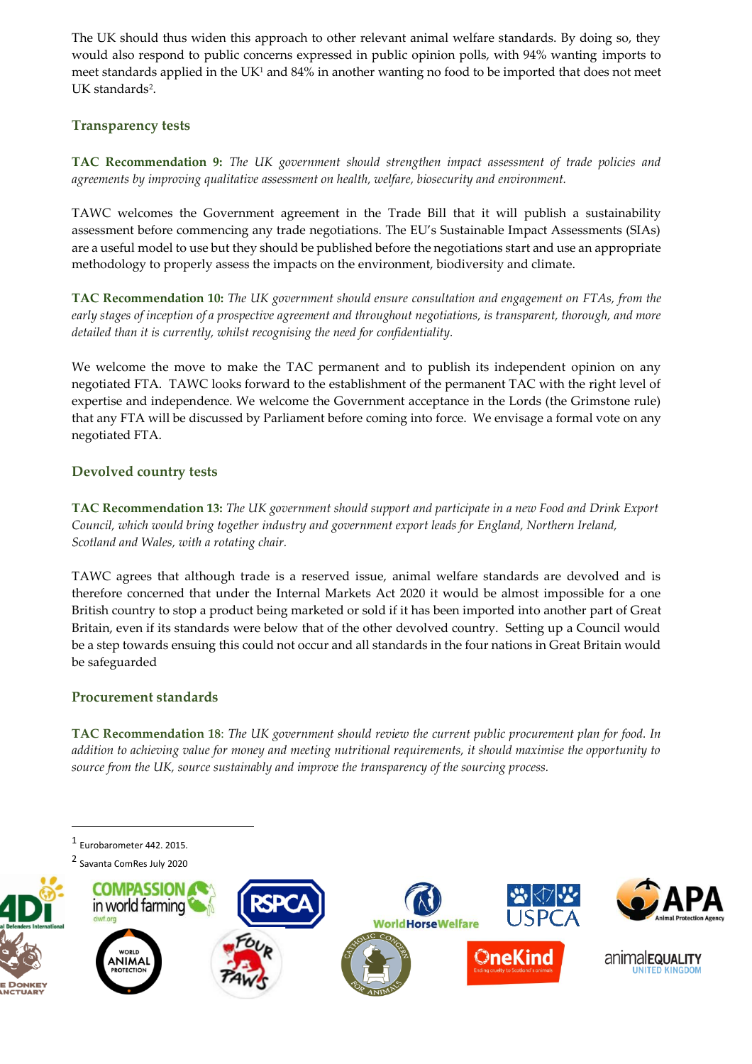The UK should thus widen this approach to other relevant animal welfare standards. By doing so, they would also respond to public concerns expressed in public opinion polls, with 94% wanting imports to meet standards applied in the UK[1] and 84% in another wanting no food to be imported that does not meet UK standards[2].

### Transparency tests

**TAC Recommendation 9:** *The UK government should strengthen impact assessment of trade policies and agreements by improving qualitative assessment on health, welfare, biosecurity and environment.*

TAWC welcomes the Government agreement in the Trade Bill that it will publish a sustainability assessment before commencing any trade negotiations. The EU's Sustainable Impact Assessments (SIAs) are a useful model to use but they should be published before the negotiations start and use an appropriate methodology to properly assess the impacts on the environment, biodiversity and climate.

**TAC Recommendation 10:** *The UK government should ensure consultation and engagement on FTAs, from the early stages of inception of a prospective agreement and throughout negotiations, is transparent, thorough, and more detailed than it is currently, whilst recognising the need for confidentiality.*

We welcome the move to make the TAC permanent and to publish its independent opinion on any negotiated FTA. TAWC looks forward to the establishment of the permanent TAC with the right level of expertise and independence. We welcome the Government acceptance in the Lords (the Grimstone rule) that any FTA will be discussed by Parliament before coming into force. We envisage a formal vote on any negotiated FTA.

### Devolved country tests

**TAC Recommendation 13:** *The UK government should support and participate in a new Food and Drink Export Council, which would bring together industry and government export leads for England, Northern Ireland, Scotland and Wales, with a rotating chair.*

TAWC agrees that although trade is a reserved issue, animal welfare standards are devolved and is therefore concerned that under the Internal Markets Act 2020 it would be almost impossible for a one British country to stop a product being marketed or sold if it has been imported into another part of Great Britain, even if its standards were below that of the other devolved country. Setting up a Council would be a step towards ensuing this could not occur and all standards in the four nations in Great Britain would be safeguarded

### Procurement standards

**TAC Recommendation 18**: *The UK government should review the current public procurement plan for food. In addition to achieving value for money and meeting nutritional requirements, it should maximise the opportunity to source from the UK, source sustainably and improve the transparency of the sourcing process.*

---

[1] Eurobarometer 442. 2015.

[2] Savanta ComRes July 2020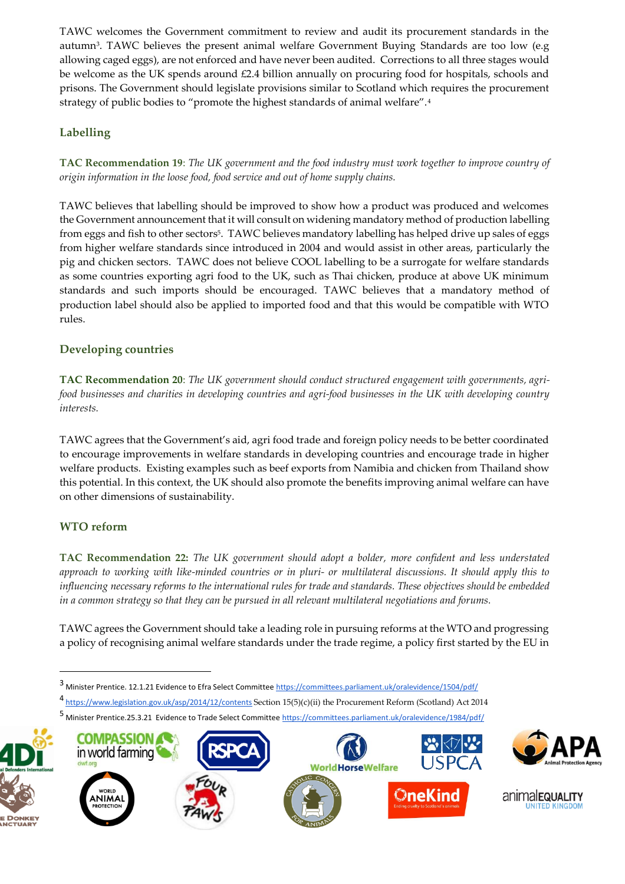TAWC welcomes the Government commitment to review and audit its procurement standards in the autumn[3]. TAWC believes the present animal welfare Government Buying Standards are too low (e.g allowing caged eggs), are not enforced and have never been audited. Corrections to all three stages would be welcome as the UK spends around £2.4 billion annually on procuring food for hospitals, schools and prisons. The Government should legislate provisions similar to Scotland which requires the procurement strategy of public bodies to "promote the highest standards of animal welfare".[4]

## Labelling

**TAC Recommendation 19**: *The UK government and the food industry must work together to improve country of origin information in the loose food, food service and out of home supply chains.*

TAWC believes that labelling should be improved to show how a product was produced and welcomes the Government announcement that it will consult on widening mandatory method of production labelling from eggs and fish to other sectors[5]. TAWC believes mandatory labelling has helped drive up sales of eggs from higher welfare standards since introduced in 2004 and would assist in other areas, particularly the pig and chicken sectors. TAWC does not believe COOL labelling to be a surrogate for welfare standards as some countries exporting agri food to the UK, such as Thai chicken, produce at above UK minimum standards and such imports should be encouraged. TAWC believes that a mandatory method of production label should also be applied to imported food and that this would be compatible with WTO rules.

## Developing countries

**TAC Recommendation 20**: *The UK government should conduct structured engagement with governments, agri-food businesses and charities in developing countries and agri-food businesses in the UK with developing country interests.*

TAWC agrees that the Government's aid, agri food trade and foreign policy needs to be better coordinated to encourage improvements in welfare standards in developing countries and encourage trade in higher welfare products. Existing examples such as beef exports from Namibia and chicken from Thailand show this potential. In this context, the UK should also promote the benefits improving animal welfare can have on other dimensions of sustainability.

## WTO reform

**TAC Recommendation 22:** *The UK government should adopt a bolder, more confident and less understated approach to working with like-minded countries or in pluri- or multilateral discussions. It should apply this to influencing necessary reforms to the international rules for trade and standards. These objectives should be embedded in a common strategy so that they can be pursued in all relevant multilateral negotiations and forums.*

TAWC agrees the Government should take a leading role in pursuing reforms at the WTO and progressing a policy of recognising animal welfare standards under the trade regime, a policy first started by the EU in

---

[3] Minister Prentice. 12.1.21 Evidence to Efra Select Committee https://committees.parliament.uk/oralevidence/1504/pdf/

[4] https://www.legislation.gov.uk/asp/2014/12/contents Section 15(5)(c)(ii) the Procurement Reform (Scotland) Act 2014

[5] Minister Prentice.25.3.21 Evidence to Trade Select Committee https://committees.parliament.uk/oralevidence/1984/pdf/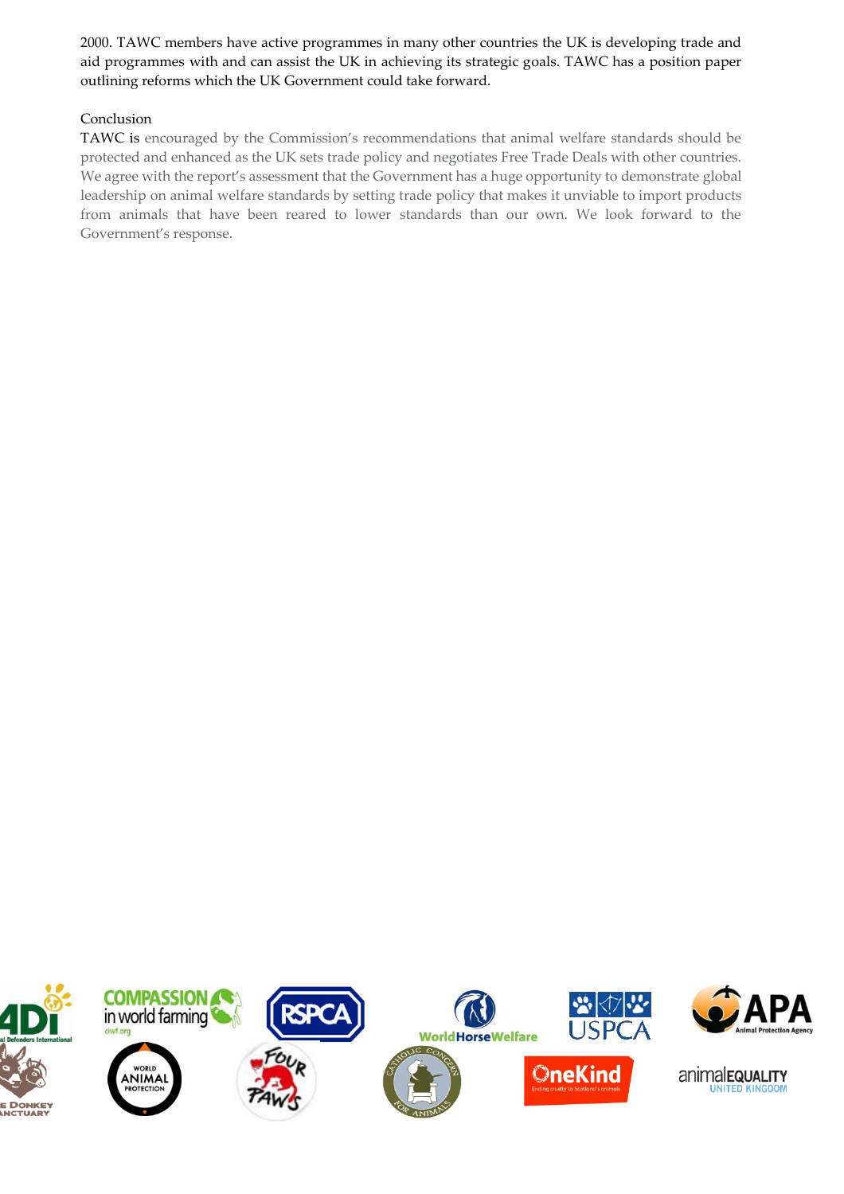2000. TAWC members have active programmes in many other countries the UK is developing trade and aid programmes with and can assist the UK in achieving its strategic goals. TAWC has a position paper outlining reforms which the UK Government could take forward.

## Conclusion

TAWC is encouraged by the Commission's recommendations that animal welfare standards should be protected and enhanced as the UK sets trade policy and negotiates Free Trade Deals with other countries. We agree with the report's assessment that the Government has a huge opportunity to demonstrate global leadership on animal welfare standards by setting trade policy that makes it unviable to import products from animals that have been reared to lower standards than our own. We look forward to the Government's response.